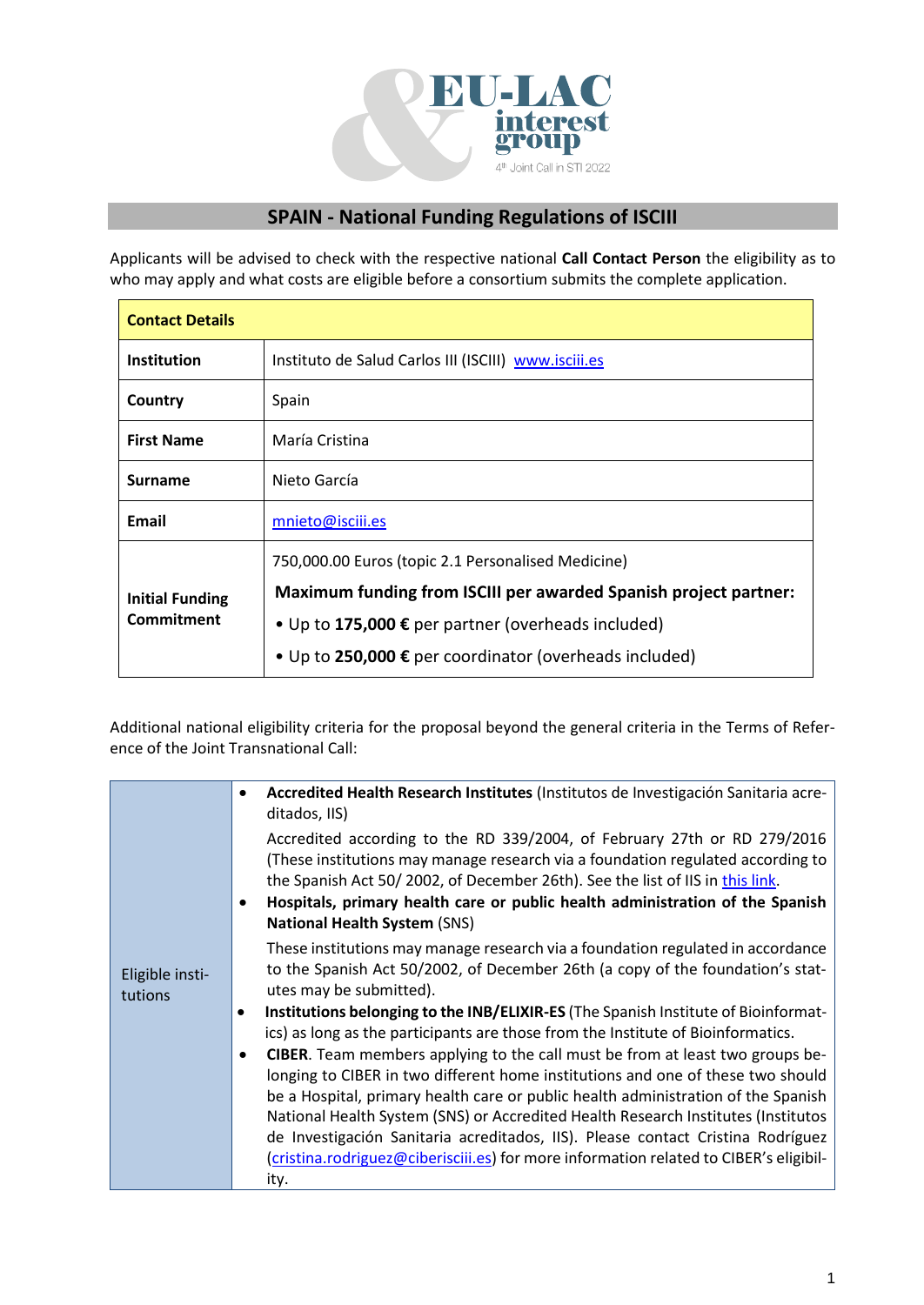EU-LAC interest group

4th Joint Call in STI 2022

## SPAIN - National Funding Regulations of ISCIII

Applicants will be advised to check with the respective national **Call Contact Person** the eligibility as to who may apply and what costs are eligible before a consortium submits the complete application.

| **Contact Details** | |
|---|---|
| **Institution** | Instituto de Salud Carlos III (ISCIII) [www.isciii.es](www.isciii.es) |
| **Country** | Spain |
| **First Name** | María Cristina |
| **Surname** | Nieto García |
| **Email** | [mnieto@isciii.es](mailto:mnieto@isciii.es) |
| **Initial Funding Commitment** | 750,000.00 Euros (topic 2.1 Personalised Medicine)<br>**Maximum funding from ISCIII per awarded Spanish project partner:**<br>• Up to **175,000 €** per partner (overheads included)<br>• Up to **250,000 €** per coordinator (overheads included) |

Additional national eligibility criteria for the proposal beyond the general criteria in the Terms of Reference of the Joint Transnational Call:

| | |
|---|---|
| Eligible institutions | • **Accredited Health Research Institutes** (Institutos de Investigación Sanitaria acreditados, IIS)<br>Accredited according to the RD 339/2004, of February 27th or RD 279/2016 (These institutions may manage research via a foundation regulated according to the Spanish Act 50/ 2002, of December 26th). See the list of IIS in this link.<br>• **Hospitals, primary health care or public health administration of the Spanish National Health System** (SNS)<br>These institutions may manage research via a foundation regulated in accordance to the Spanish Act 50/2002, of December 26th (a copy of the foundation's statutes may be submitted).<br>• **Institutions belonging to the INB/ELIXIR-ES** (The Spanish Institute of Bioinformatics) as long as the participants are those from the Institute of Bioinformatics.<br>• **CIBER**. Team members applying to the call must be from at least two groups belonging to CIBER in two different home institutions and one of these two should be a Hospital, primary health care or public health administration of the Spanish National Health System (SNS) or Accredited Health Research Institutes (Institutos de Investigación Sanitaria acreditados, IIS). Please contact Cristina Rodríguez ([cristina.rodriguez@ciberisciii.es](mailto:cristina.rodriguez@ciberisciii.es)) for more information related to CIBER's eligibility. |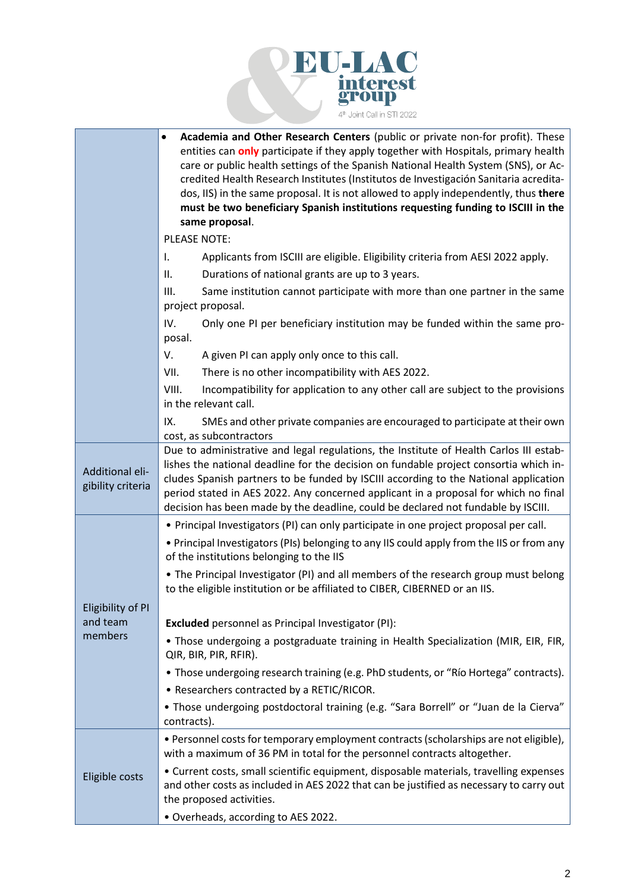| | |
|---|---|
| | • **Academia and Other Research Centers** (public or private non-for profit). These entities can **only** participate if they apply together with Hospitals, primary health care or public health settings of the Spanish National Health System (SNS), or Accredited Health Research Institutes (Institutos de Investigación Sanitaria acreditados, IIS) in the same proposal. It is not allowed to apply independently, thus **there must be two beneficiary Spanish institutions requesting funding to ISCIII in the same proposal**.<br>PLEASE NOTE:<br>I. Applicants from ISCIII are eligible. Eligibility criteria from AESI 2022 apply.<br>II. Durations of national grants are up to 3 years.<br>III. Same institution cannot participate with more than one partner in the same project proposal.<br>IV. Only one PI per beneficiary institution may be funded within the same proposal.<br>V. A given PI can apply only once to this call.<br>VII. There is no other incompatibility with AES 2022.<br>VIII. Incompatibility for application to any other call are subject to the provisions in the relevant call.<br>IX. SMEs and other private companies are encouraged to participate at their own cost, as subcontractors |
| Additional eligibility criteria | Due to administrative and legal regulations, the Institute of Health Carlos III establishes the national deadline for the decision on fundable project consortia which includes Spanish partners to be funded by ISCIII according to the National application period stated in AES 2022. Any concerned applicant in a proposal for which no final decision has been made by the deadline, could be declared not fundable by ISCIII. |
| Eligibility of PI and team members | • Principal Investigators (PI) can only participate in one project proposal per call.<br>• Principal Investigators (PIs) belonging to any IIS could apply from the IIS or from any of the institutions belonging to the IIS<br>• The Principal Investigator (PI) and all members of the research group must belong to the eligible institution or be affiliated to CIBER, CIBERNED or an IIS.<br><br>**Excluded** personnel as Principal Investigator (PI):<br>• Those undergoing a postgraduate training in Health Specialization (MIR, EIR, FIR, QIR, BIR, PIR, RFIR).<br>• Those undergoing research training (e.g. PhD students, or "Río Hortega" contracts).<br>• Researchers contracted by a RETIC/RICOR.<br>• Those undergoing postdoctoral training (e.g. "Sara Borrell" or "Juan de la Cierva" contracts). |
| Eligible costs | • Personnel costs for temporary employment contracts (scholarships are not eligible), with a maximum of 36 PM in total for the personnel contracts altogether.<br>• Current costs, small scientific equipment, disposable materials, travelling expenses and other costs as included in AES 2022 that can be justified as necessary to carry out the proposed activities.<br>• Overheads, according to AES 2022. |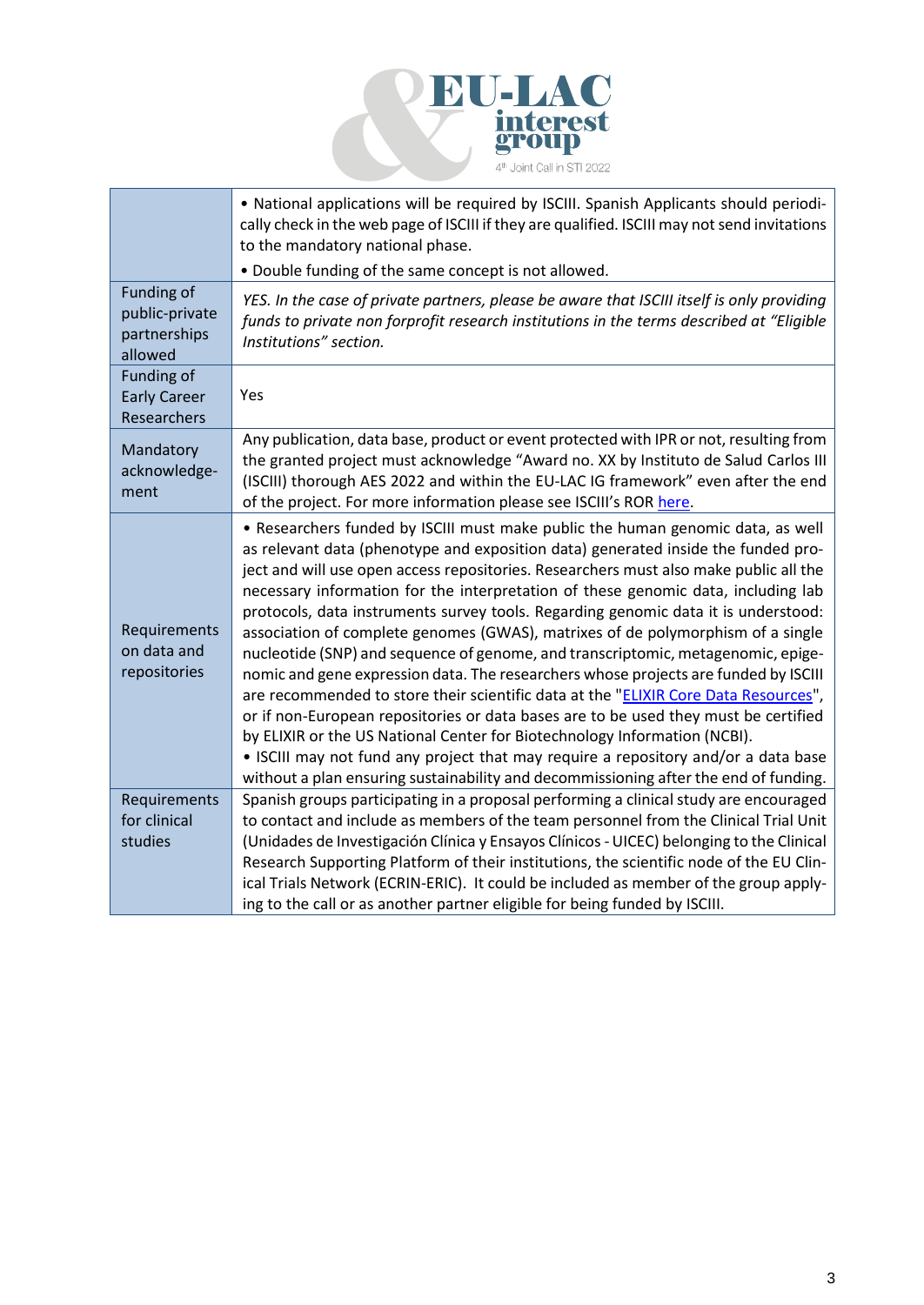| | |
|---|---|
| | • National applications will be required by ISCIII. Spanish Applicants should periodically check in the web page of ISCIII if they are qualified. ISCIII may not send invitations to the mandatory national phase.<br>• Double funding of the same concept is not allowed. |
| Funding of public-private partnerships allowed | *YES. In the case of private partners, please be aware that ISCIII itself is only providing funds to private non forprofit research institutions in the terms described at "Eligible Institutions" section.* |
| Funding of Early Career Researchers | Yes |
| Mandatory acknowledgement | Any publication, data base, product or event protected with IPR or not, resulting from the granted project must acknowledge "Award no. XX by Instituto de Salud Carlos III (ISCIII) thorough AES 2022 and within the EU-LAC IG framework" even after the end of the project. For more information please see ISCIII's ROR [here](). |
| Requirements on data and repositories | • Researchers funded by ISCIII must make public the human genomic data, as well as relevant data (phenotype and exposition data) generated inside the funded project and will use open access repositories. Researchers must also make public all the necessary information for the interpretation of these genomic data, including lab protocols, data instruments survey tools. Regarding genomic data it is understood: association of complete genomes (GWAS), matrixes of de polymorphism of a single nucleotide (SNP) and sequence of genome, and transcriptomic, metagenomic, epigenomic and gene expression data. The researchers whose projects are funded by ISCIII are recommended to store their scientific data at the "[ELIXIR Core Data Resources]()", or if non-European repositories or data bases are to be used they must be certified by ELIXIR or the US National Center for Biotechnology Information (NCBI).<br>• ISCIII may not fund any project that may require a repository and/or a data base without a plan ensuring sustainability and decommissioning after the end of funding. |
| Requirements for clinical studies | Spanish groups participating in a proposal performing a clinical study are encouraged to contact and include as members of the team personnel from the Clinical Trial Unit (Unidades de Investigación Clínica y Ensayos Clínicos - UICEC) belonging to the Clinical Research Supporting Platform of their institutions, the scientific node of the EU Clinical Trials Network (ECRIN-ERIC). It could be included as member of the group applying to the call or as another partner eligible for being funded by ISCIII. |